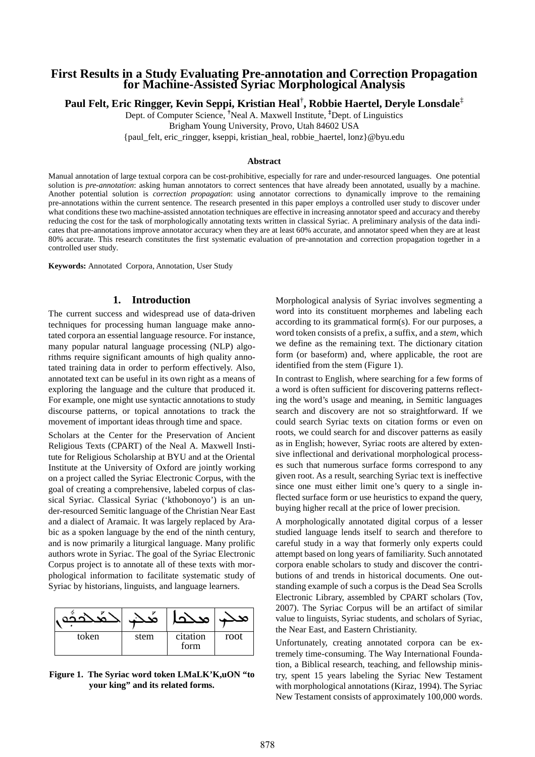# First Results in a Study Evaluating Pre-annotation and Correction Propagation for Machine-Assisted Syriac Morphological Analysis

**Paul Felt, Eric Ringger, Kevin Seppi, Kristian Heal[†], Robbie Haertel, Deryle Lonsdale[‡]**

Dept. of Computer Science, [†]Neal A. Maxwell Institute, [‡]Dept. of Linguistics
Brigham Young University, Provo, Utah 84602 USA
{paul_felt, eric_ringger, kseppi, kristian_heal, robbie_haertel, lonz}@byu.edu

## Abstract

Manual annotation of large textual corpora can be cost-prohibitive, especially for rare and under-resourced languages. One potential solution is *pre-annotation*: asking human annotators to correct sentences that have already been annotated, usually by a machine. Another potential solution is *correction propagation*: using annotator corrections to dynamically improve to the remaining pre-annotations within the current sentence. The research presented in this paper employs a controlled user study to discover under what conditions these two machine-assisted annotation techniques are effective in increasing annotator speed and accuracy and thereby reducing the cost for the task of morphologically annotating texts written in classical Syriac. A preliminary analysis of the data indicates that pre-annotations improve annotator accuracy when they are at least 60% accurate, and annotator speed when they are at least 80% accurate. This research constitutes the first systematic evaluation of pre-annotation and correction propagation together in a controlled user study.

**Keywords:** Annotated Corpora, Annotation, User Study

## 1. Introduction

The current success and widespread use of data-driven techniques for processing human language make annotated corpora an essential language resource. For instance, many popular natural language processing (NLP) algorithms require significant amounts of high quality annotated training data in order to perform effectively. Also, annotated text can be useful in its own right as a means of exploring the language and the culture that produced it. For example, one might use syntactic annotations to study discourse patterns, or topical annotations to track the movement of important ideas through time and space.

Scholars at the Center for the Preservation of Ancient Religious Texts (CPART) of the Neal A. Maxwell Institute for Religious Scholarship at BYU and at the Oriental Institute at the University of Oxford are jointly working on a project called the Syriac Electronic Corpus, with the goal of creating a comprehensive, labeled corpus of classical Syriac. Classical Syriac ('kthobonoyo') is an under-resourced Semitic language of the Christian Near East and a dialect of Aramaic. It was largely replaced by Arabic as a spoken language by the end of the ninth century, and is now primarily a liturgical language. Many prolific authors wrote in Syriac. The goal of the Syriac Electronic Corpus project is to annotate all of these texts with morphological information to facilitate systematic study of Syriac by historians, linguists, and language learners.

| ܠܡܠܟܟܘܢ | ܡܠܟ | ܡܠܟܐ | ܡܠܟ |
|---|---|---|---|
| token | stem | citation form | root |

**Figure 1. The Syriac word token LMaLK'K,uON "to your king" and its related forms.**

Morphological analysis of Syriac involves segmenting a word into its constituent morphemes and labeling each according to its grammatical form(s). For our purposes, a word token consists of a prefix, a suffix, and a *stem*, which we define as the remaining text. The dictionary citation form (or baseform) and, where applicable, the root are identified from the stem (Figure 1).

In contrast to English, where searching for a few forms of a word is often sufficient for discovering patterns reflecting the word's usage and meaning, in Semitic languages search and discovery are not so straightforward. If we could search Syriac texts on citation forms or even on roots, we could search for and discover patterns as easily as in English; however, Syriac roots are altered by extensive inflectional and derivational morphological processes such that numerous surface forms correspond to any given root. As a result, searching Syriac text is ineffective since one must either limit one's query to a single inflected surface form or use heuristics to expand the query, buying higher recall at the price of lower precision.

A morphologically annotated digital corpus of a lesser studied language lends itself to search and therefore to careful study in a way that formerly only experts could attempt based on long years of familiarity. Such annotated corpora enable scholars to study and discover the contributions of and trends in historical documents. One outstanding example of such a corpus is the Dead Sea Scrolls Electronic Library, assembled by CPART scholars (Tov, 2007). The Syriac Corpus will be an artifact of similar value to linguists, Syriac students, and scholars of Syriac, the Near East, and Eastern Christianity.

Unfortunately, creating annotated corpora can be extremely time-consuming. The Way International Foundation, a Biblical research, teaching, and fellowship ministry, spent 15 years labeling the Syriac New Testament with morphological annotations (Kiraz, 1994). The Syriac New Testament consists of approximately 100,000 words.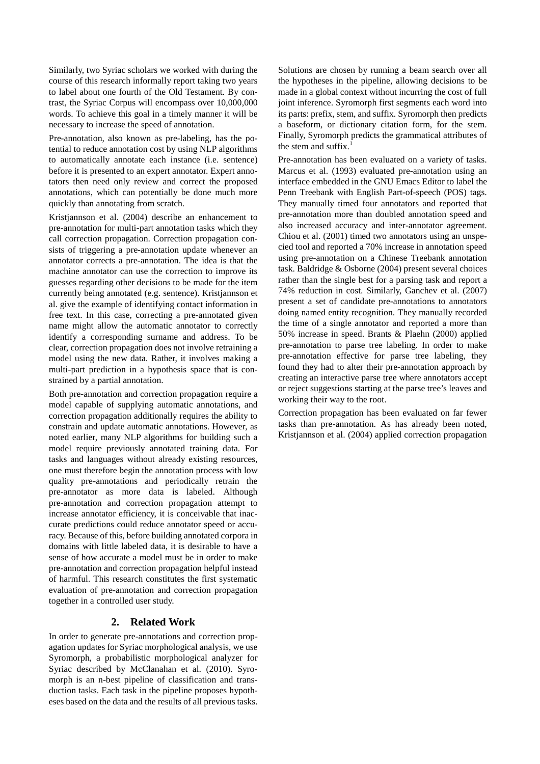Similarly, two Syriac scholars we worked with during the course of this research informally report taking two years to label about one fourth of the Old Testament. By contrast, the Syriac Corpus will encompass over 10,000,000 words. To achieve this goal in a timely manner it will be necessary to increase the speed of annotation.

Pre-annotation, also known as pre-labeling, has the potential to reduce annotation cost by using NLP algorithms to automatically annotate each instance (i.e. sentence) before it is presented to an expert annotator. Expert annotators then need only review and correct the proposed annotations, which can potentially be done much more quickly than annotating from scratch.

Kristjannson et al. (2004) describe an enhancement to pre-annotation for multi-part annotation tasks which they call correction propagation. Correction propagation consists of triggering a pre-annotation update whenever an annotator corrects a pre-annotation. The idea is that the machine annotator can use the correction to improve its guesses regarding other decisions to be made for the item currently being annotated (e.g. sentence). Kristjannson et al. give the example of identifying contact information in free text. In this case, correcting a pre-annotated given name might allow the automatic annotator to correctly identify a corresponding surname and address. To be clear, correction propagation does not involve retraining a model using the new data. Rather, it involves making a multi-part prediction in a hypothesis space that is constrained by a partial annotation.

Both pre-annotation and correction propagation require a model capable of supplying automatic annotations, and correction propagation additionally requires the ability to constrain and update automatic annotations. However, as noted earlier, many NLP algorithms for building such a model require previously annotated training data. For tasks and languages without already existing resources, one must therefore begin the annotation process with low quality pre-annotations and periodically retrain the pre-annotator as more data is labeled. Although pre-annotation and correction propagation attempt to increase annotator efficiency, it is conceivable that inaccurate predictions could reduce annotator speed or accuracy. Because of this, before building annotated corpora in domains with little labeled data, it is desirable to have a sense of how accurate a model must be in order to make pre-annotation and correction propagation helpful instead of harmful. This research constitutes the first systematic evaluation of pre-annotation and correction propagation together in a controlled user study.

## 2. Related Work

In order to generate pre-annotations and correction propagation updates for Syriac morphological analysis, we use Syromorph, a probabilistic morphological analyzer for Syriac described by McClanahan et al. (2010). Syromorph is an n-best pipeline of classification and transduction tasks. Each task in the pipeline proposes hypotheses based on the data and the results of all previous tasks. Solutions are chosen by running a beam search over all the hypotheses in the pipeline, allowing decisions to be made in a global context without incurring the cost of full joint inference. Syromorph first segments each word into its parts: prefix, stem, and suffix. Syromorph then predicts a baseform, or dictionary citation form, for the stem. Finally, Syromorph predicts the grammatical attributes of the stem and suffix.[1]

Pre-annotation has been evaluated on a variety of tasks. Marcus et al. (1993) evaluated pre-annotation using an interface embedded in the GNU Emacs Editor to label the Penn Treebank with English Part-of-speech (POS) tags. They manually timed four annotators and reported that pre-annotation more than doubled annotation speed and also increased accuracy and inter-annotator agreement. Chiou et al. (2001) timed two annotators using an unspecied tool and reported a 70% increase in annotation speed using pre-annotation on a Chinese Treebank annotation task. Baldridge & Osborne (2004) present several choices rather than the single best for a parsing task and report a 74% reduction in cost. Similarly, Ganchev et al. (2007) present a set of candidate pre-annotations to annotators doing named entity recognition. They manually recorded the time of a single annotator and reported a more than 50% increase in speed. Brants & Plaehn (2000) applied pre-annotation to parse tree labeling. In order to make pre-annotation effective for parse tree labeling, they found they had to alter their pre-annotation approach by creating an interactive parse tree where annotators accept or reject suggestions starting at the parse tree's leaves and working their way to the root.

Correction propagation has been evaluated on far fewer tasks than pre-annotation. As has already been noted, Kristjannson et al. (2004) applied correction propagation